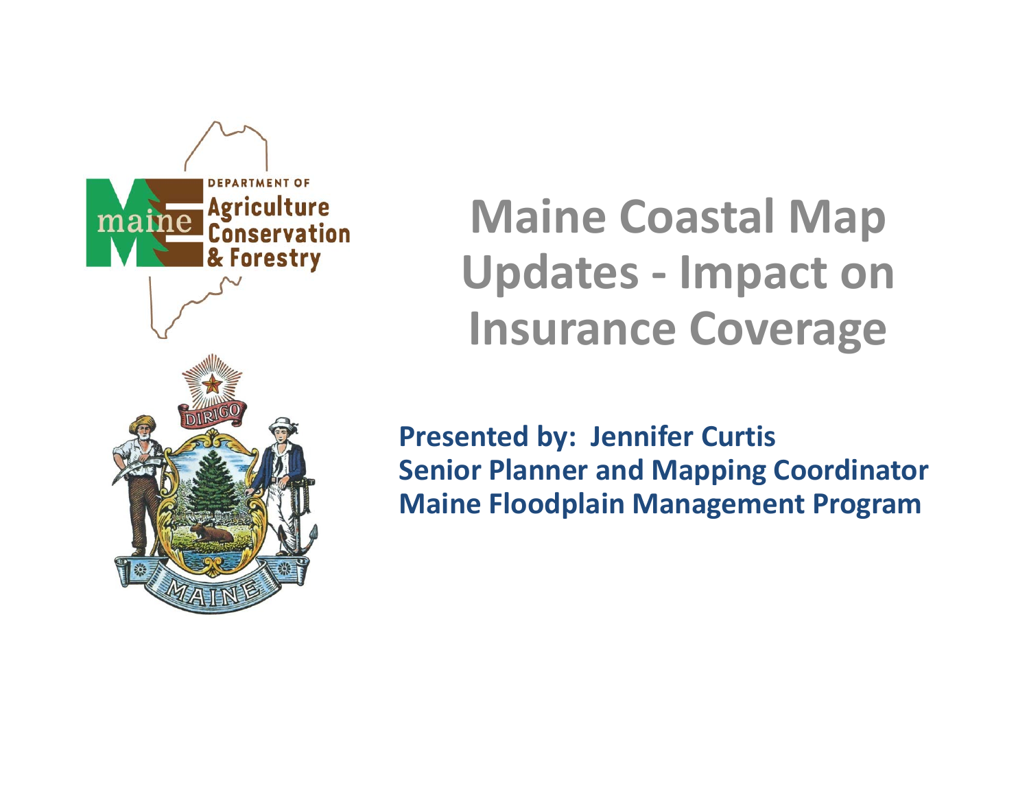# Maine Coastal Map Updates - Impact on Insurance Coverage

**Presented by: Jennifer Curtis**
**Senior Planner and Mapping Coordinator**
**Maine Floodplain Management Program**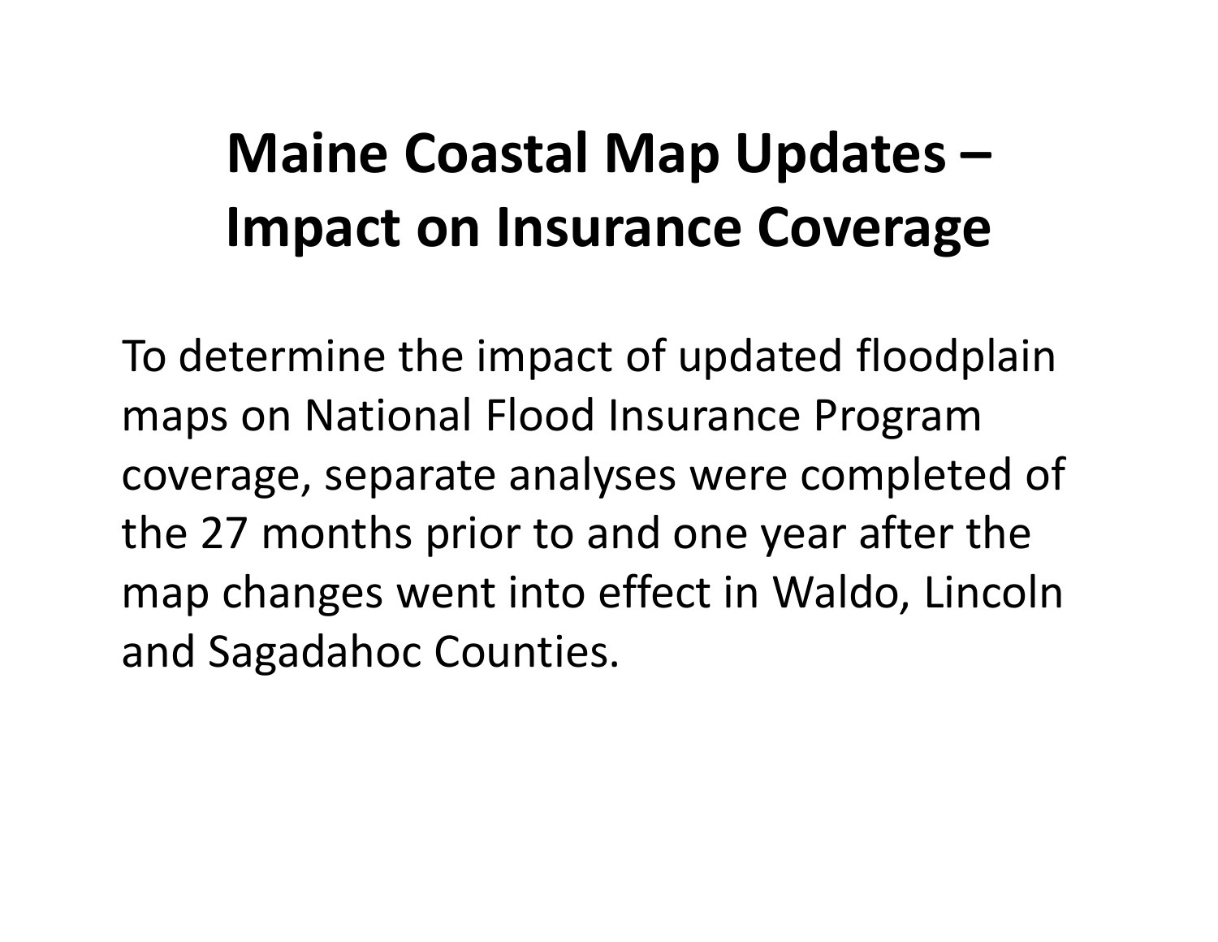# Maine Coastal Map Updates – Impact on Insurance Coverage

To determine the impact of updated floodplain maps on National Flood Insurance Program coverage, separate analyses were completed of the 27 months prior to and one year after the map changes went into effect in Waldo, Lincoln and Sagadahoc Counties.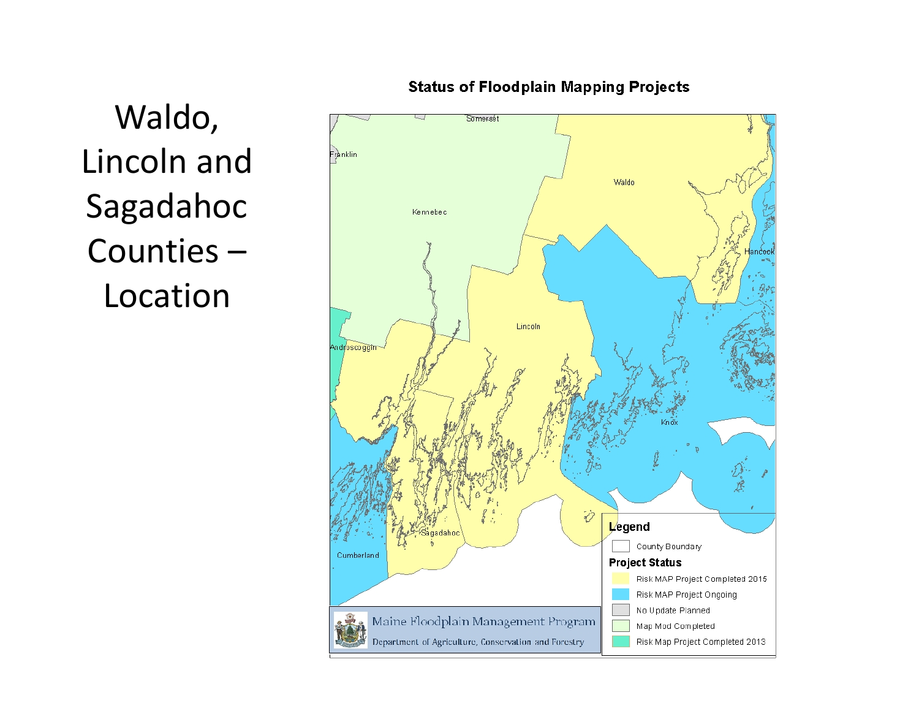# Waldo, Lincoln and Sagadahoc Counties – Location

**Status of Floodplain Mapping Projects**

Somerset

Franklin

Kennebec

Waldo

Hancock

Lincoln

Androscoggin

Knox

Sagadahoc

Cumberland

**Legend**

County Boundary

**Project Status**

- Risk MAP Project Completed 2015
- Risk MAP Project Ongoing
- No Update Planned
- Map Mod Completed
- Risk Map Project Completed 2013

Maine Floodplain Management Program

Department of Agriculture, Conservation and Forestry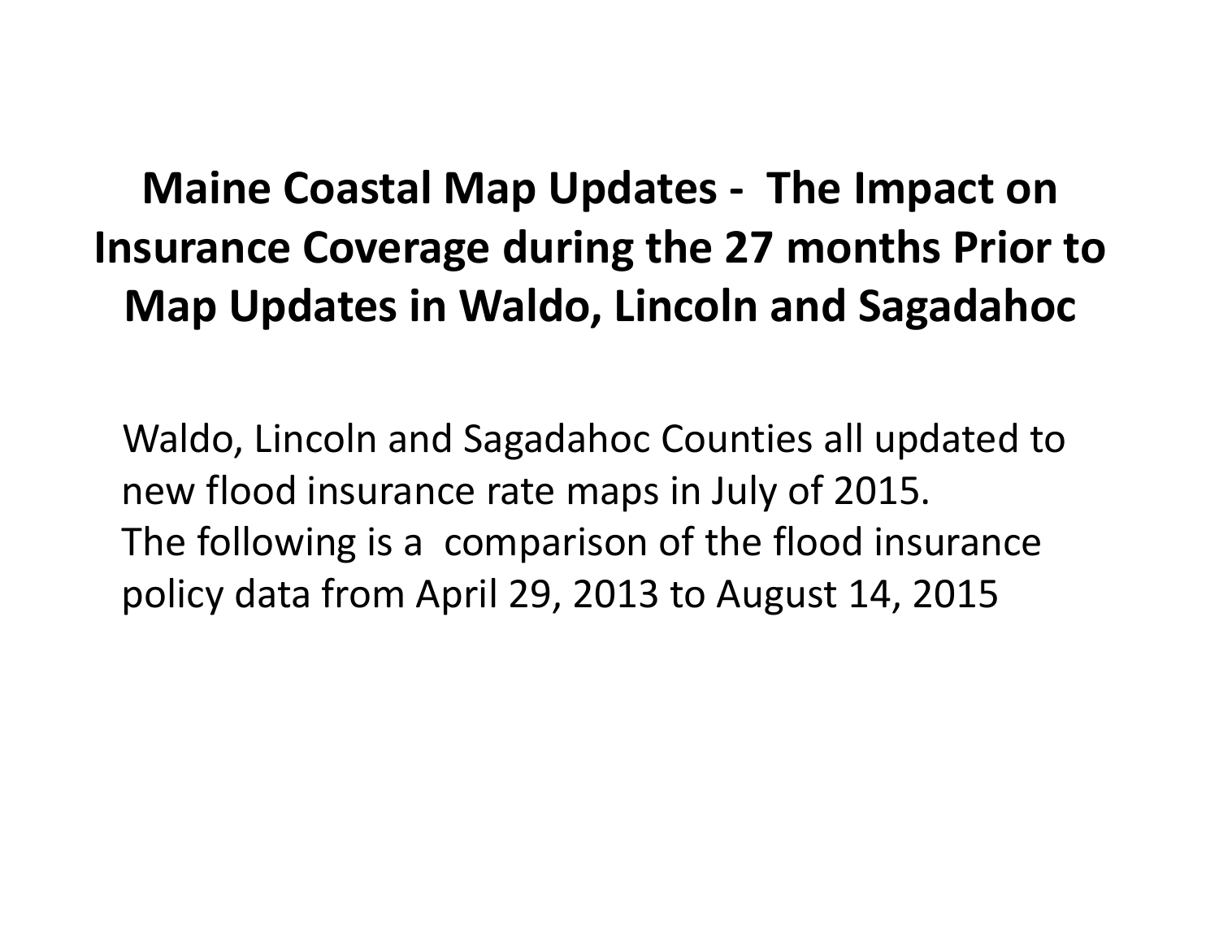# Maine Coastal Map Updates - The Impact on Insurance Coverage during the 27 months Prior to Map Updates in Waldo, Lincoln and Sagadahoc

Waldo, Lincoln and Sagadahoc Counties all updated to new flood insurance rate maps in July of 2015.
The following is a comparison of the flood insurance policy data from April 29, 2013 to August 14, 2015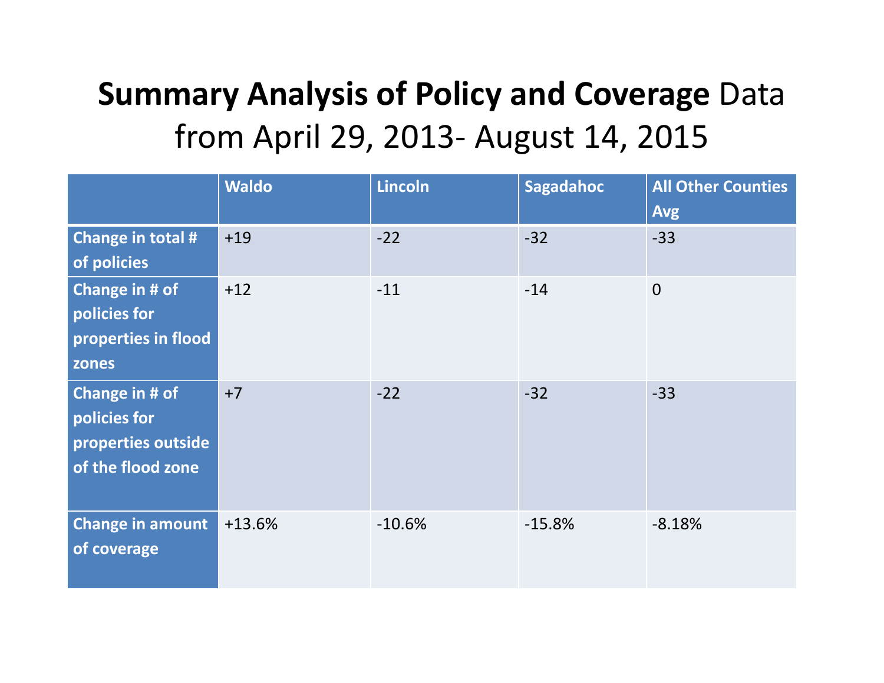# **Summary Analysis of Policy and Coverage** Data from April 29, 2013- August 14, 2015

| | Waldo | Lincoln | Sagadahoc | All Other Counties Avg |
|---|---|---|---|---|
| Change in total # of policies | +19 | -22 | -32 | -33 |
| Change in # of policies for properties in flood zones | +12 | -11 | -14 | 0 |
| Change in # of policies for properties outside of the flood zone | +7 | -22 | -32 | -33 |
| Change in amount of coverage | +13.6% | -10.6% | -15.8% | -8.18% |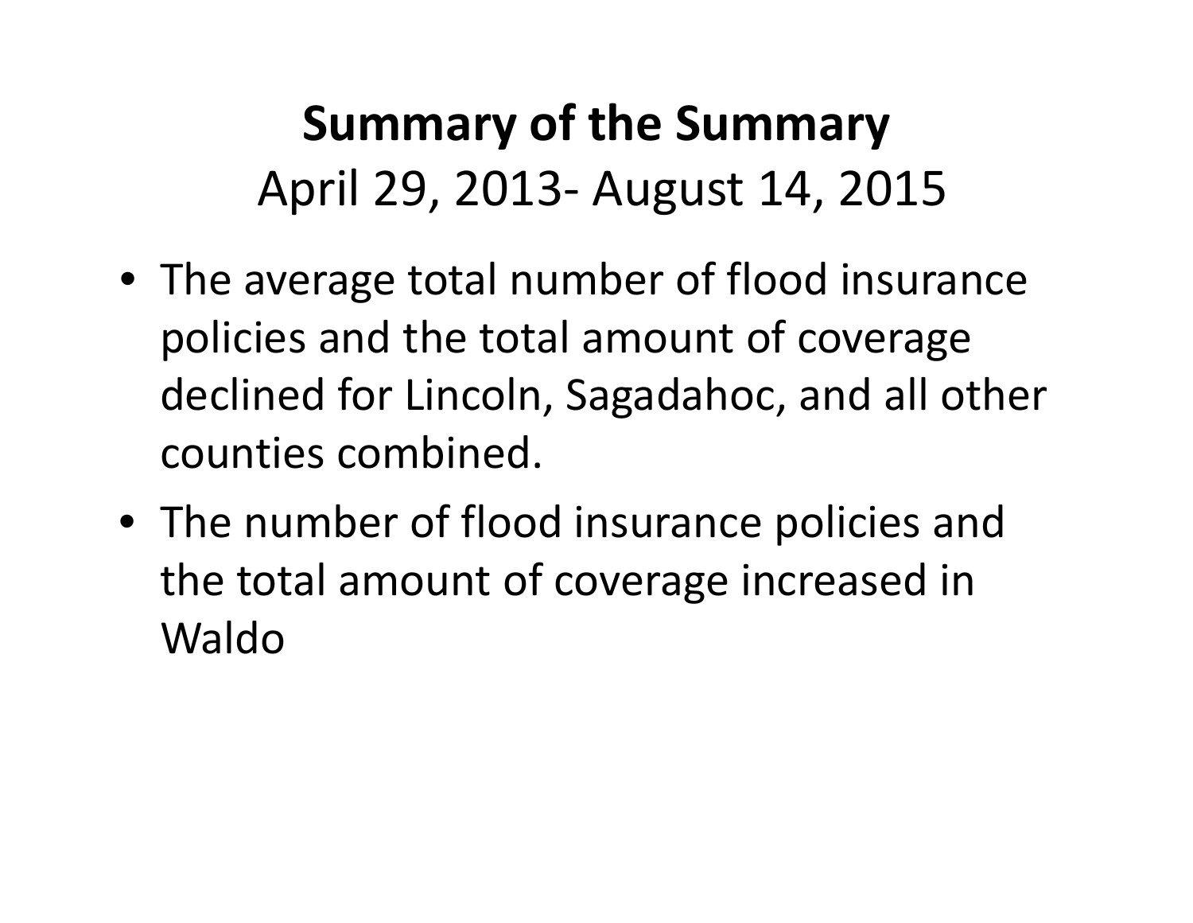# Summary of the Summary

April 29, 2013- August 14, 2015

- The average total number of flood insurance policies and the total amount of coverage declined for Lincoln, Sagadahoc, and all other counties combined.
- The number of flood insurance policies and the total amount of coverage increased in Waldo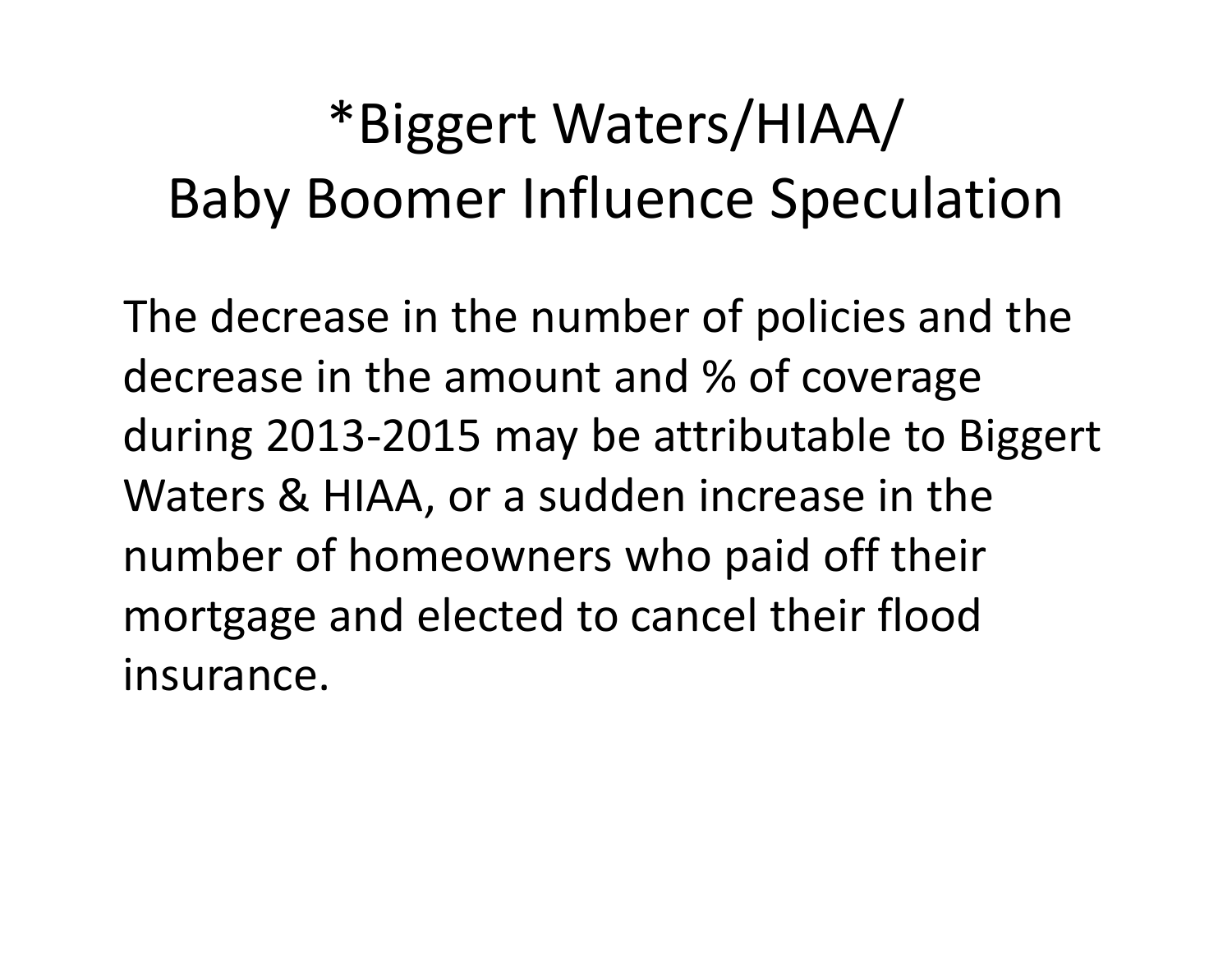# *Biggert Waters/HIAA/ Baby Boomer Influence Speculation

The decrease in the number of policies and the decrease in the amount and % of coverage during 2013-2015 may be attributable to Biggert Waters & HIAA, or a sudden increase in the number of homeowners who paid off their mortgage and elected to cancel their flood insurance.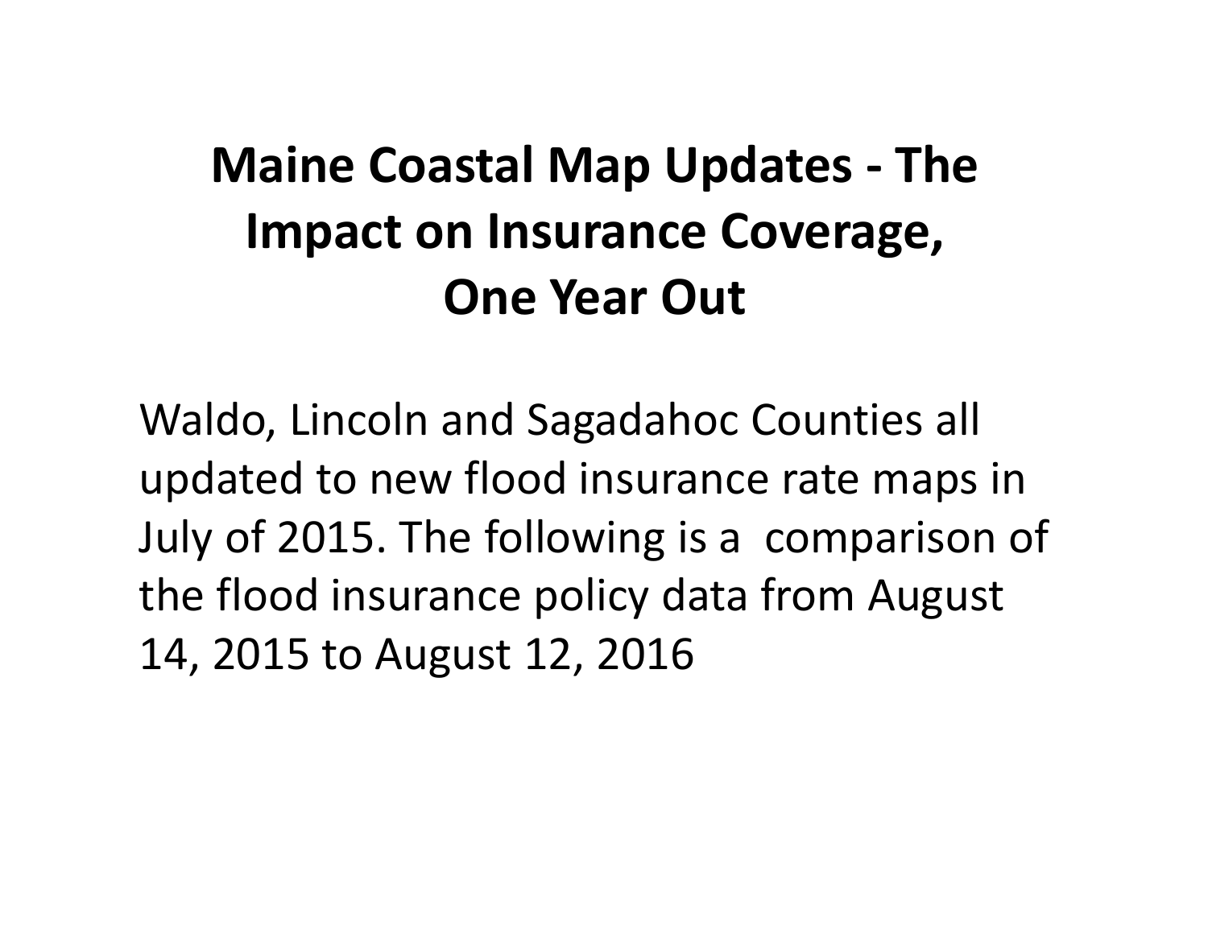# Maine Coastal Map Updates - The Impact on Insurance Coverage, One Year Out

Waldo, Lincoln and Sagadahoc Counties all updated to new flood insurance rate maps in July of 2015. The following is a comparison of the flood insurance policy data from August 14, 2015 to August 12, 2016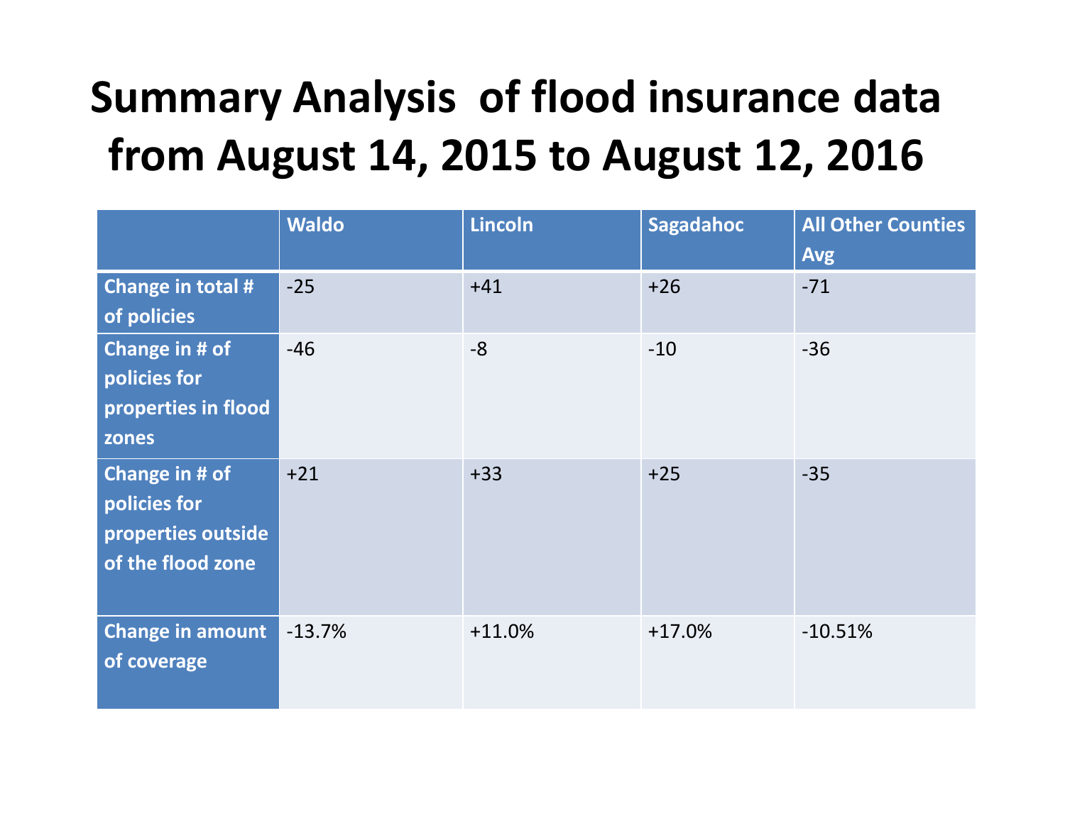# Summary Analysis of flood insurance data from August 14, 2015 to August 12, 2016

| | Waldo | Lincoln | Sagadahoc | All Other Counties Avg |
|---|---|---|---|---|
| Change in total # of policies | -25 | +41 | +26 | -71 |
| Change in # of policies for properties in flood zones | -46 | -8 | -10 | -36 |
| Change in # of policies for properties outside of the flood zone | +21 | +33 | +25 | -35 |
| Change in amount of coverage | -13.7% | +11.0% | +17.0% | -10.51% |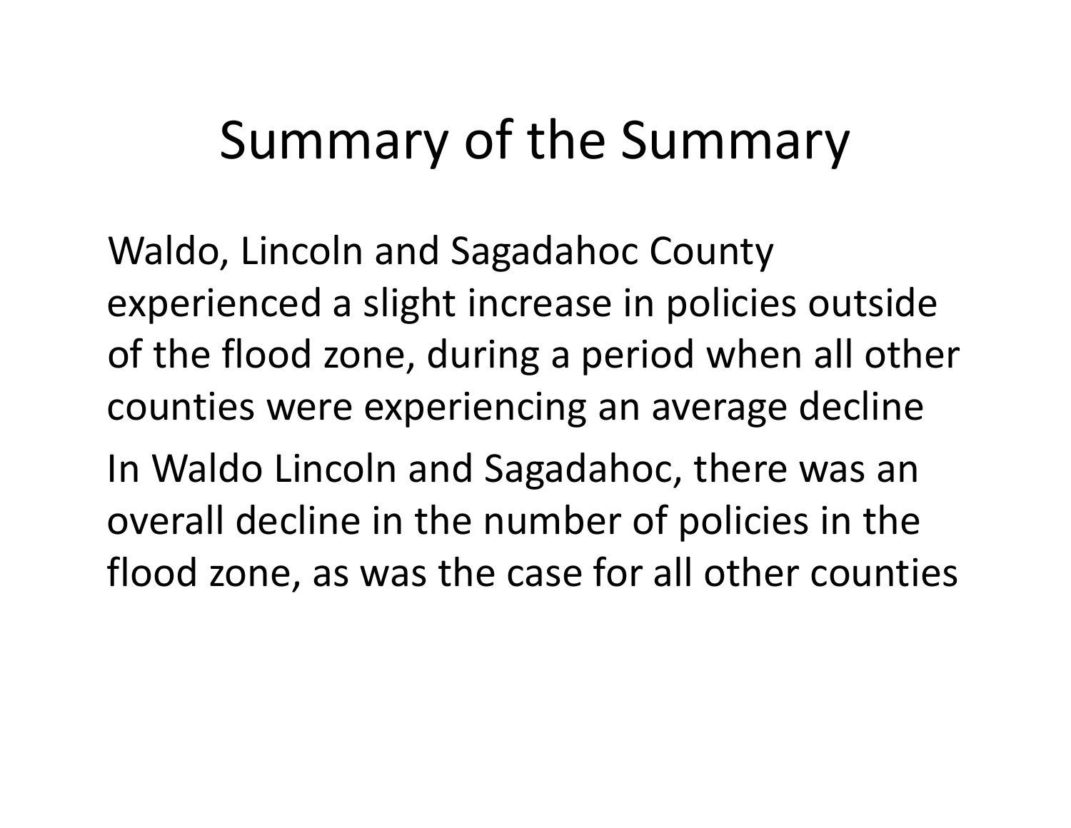# Summary of the Summary

Waldo, Lincoln and Sagadahoc County experienced a slight increase in policies outside of the flood zone, during a period when all other counties were experiencing an average decline

In Waldo Lincoln and Sagadahoc, there was an overall decline in the number of policies in the flood zone, as was the case for all other counties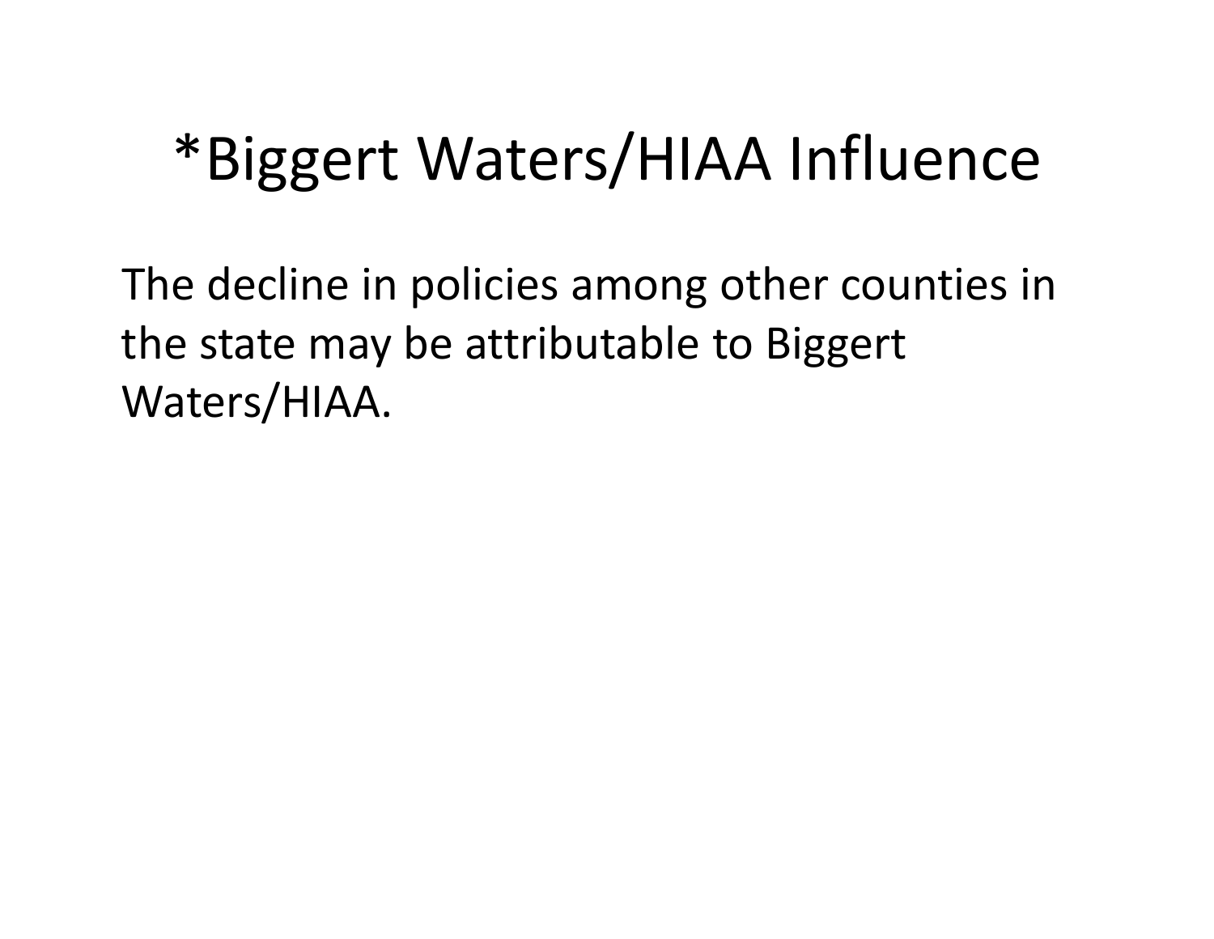# *Biggert Waters/HIAA Influence

The decline in policies among other counties in the state may be attributable to Biggert Waters/HIAA.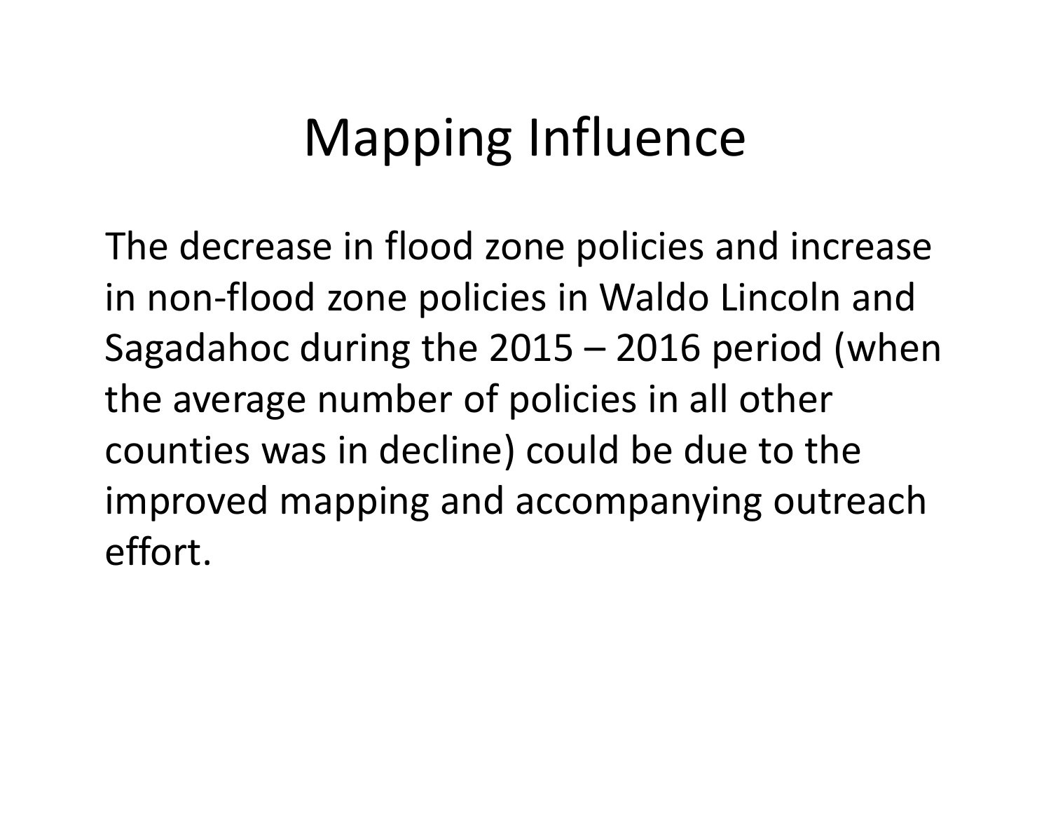# Mapping Influence

The decrease in flood zone policies and increase in non-flood zone policies in Waldo Lincoln and Sagadahoc during the 2015 – 2016 period (when the average number of policies in all other counties was in decline) could be due to the improved mapping and accompanying outreach effort.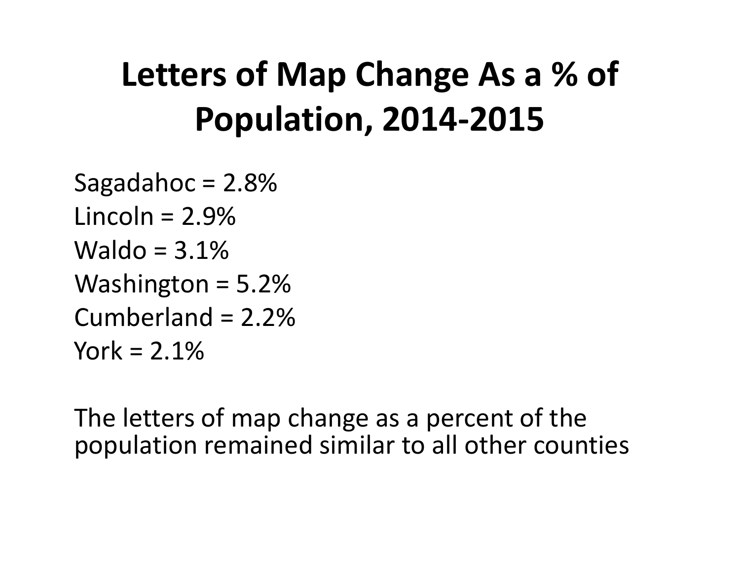# Letters of Map Change As a % of Population, 2014-2015

Sagadahoc = 2.8%
Lincoln = 2.9%
Waldo = 3.1%
Washington = 5.2%
Cumberland = 2.2%
York = 2.1%

The letters of map change as a percent of the population remained similar to all other counties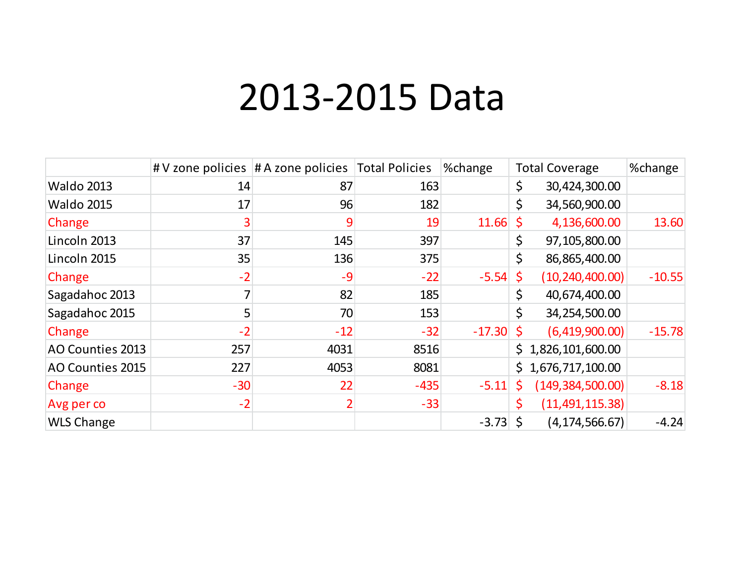# 2013-2015 Data

| | # V zone policies | # A zone policies | Total Policies | %change | Total Coverage | %change |
|---|---|---|---|---|---|---|
| Waldo 2013 | 14 | 87 | 163 | | $ 30,424,300.00 | |
| Waldo 2015 | 17 | 96 | 182 | | $ 34,560,900.00 | |
| Change | 3 | 9 | 19 | 11.66 | $ 4,136,600.00 | 13.60 |
| Lincoln 2013 | 37 | 145 | 397 | | $ 97,105,800.00 | |
| Lincoln 2015 | 35 | 136 | 375 | | $ 86,865,400.00 | |
| Change | -2 | -9 | -22 | -5.54 | $ (10,240,400.00) | -10.55 |
| Sagadahoc 2013 | 7 | 82 | 185 | | $ 40,674,400.00 | |
| Sagadahoc 2015 | 5 | 70 | 153 | | $ 34,254,500.00 | |
| Change | -2 | -12 | -32 | -17.30 | $ (6,419,900.00) | -15.78 |
| AO Counties 2013 | 257 | 4031 | 8516 | | $ 1,826,101,600.00 | |
| AO Counties 2015 | 227 | 4053 | 8081 | | $ 1,676,717,100.00 | |
| Change | -30 | 22 | -435 | -5.11 | $ (149,384,500.00) | -8.18 |
| Avg per co | -2 | 2 | -33 | | $ (11,491,115.38) | |
| WLS Change | | | | -3.73 | $ (4,174,566.67) | -4.24 |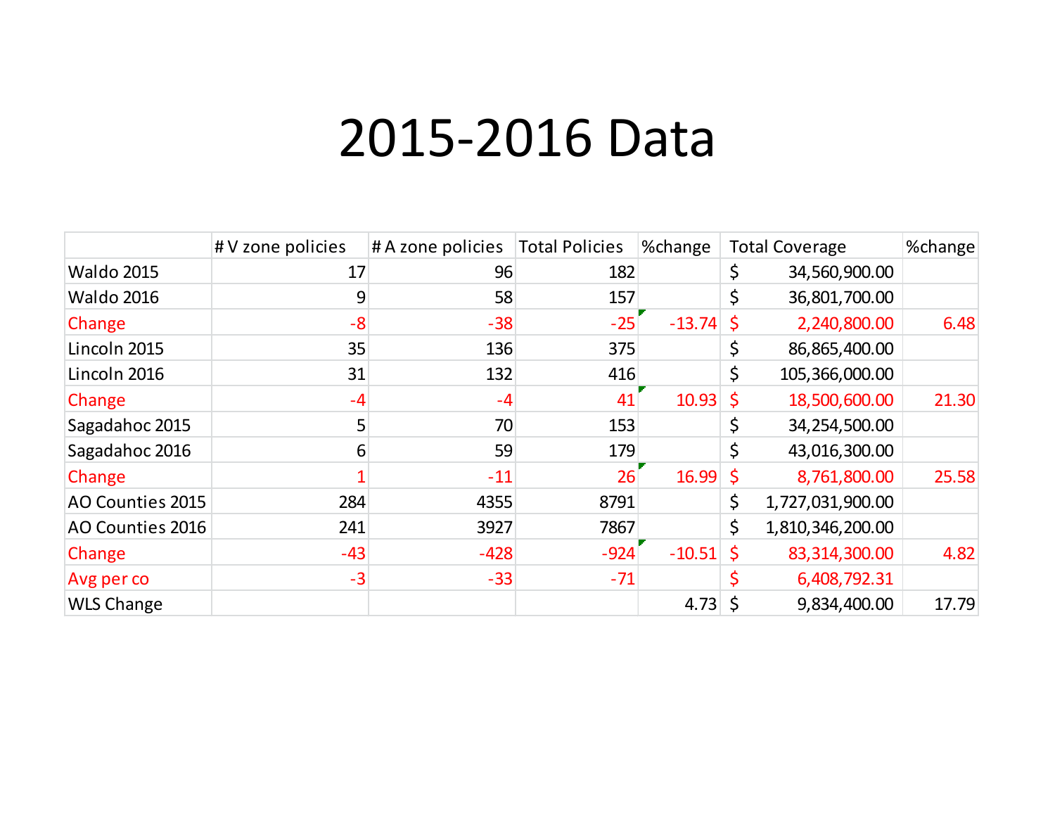# 2015-2016 Data

| | # V zone policies | # A zone policies | Total Policies | %change | Total Coverage | %change |
|---|---|---|---|---|---|---|
| Waldo 2015 | 17 | 96 | 182 | | $ 34,560,900.00 | |
| Waldo 2016 | 9 | 58 | 157 | | $ 36,801,700.00 | |
| Change | -8 | -38 | -25 | -13.74 | $ 2,240,800.00 | 6.48 |
| Lincoln 2015 | 35 | 136 | 375 | | $ 86,865,400.00 | |
| Lincoln 2016 | 31 | 132 | 416 | | $ 105,366,000.00 | |
| Change | -4 | -4 | 41 | 10.93 | $ 18,500,600.00 | 21.30 |
| Sagadahoc 2015 | 5 | 70 | 153 | | $ 34,254,500.00 | |
| Sagadahoc 2016 | 6 | 59 | 179 | | $ 43,016,300.00 | |
| Change | 1 | -11 | 26 | 16.99 | $ 8,761,800.00 | 25.58 |
| AO Counties 2015 | 284 | 4355 | 8791 | | $ 1,727,031,900.00 | |
| AO Counties 2016 | 241 | 3927 | 7867 | | $ 1,810,346,200.00 | |
| Change | -43 | -428 | -924 | -10.51 | $ 83,314,300.00 | 4.82 |
| Avg per co | -3 | -33 | -71 | | $ 6,408,792.31 | |
| WLS Change | | | | 4.73 | $ 9,834,400.00 | 17.79 |